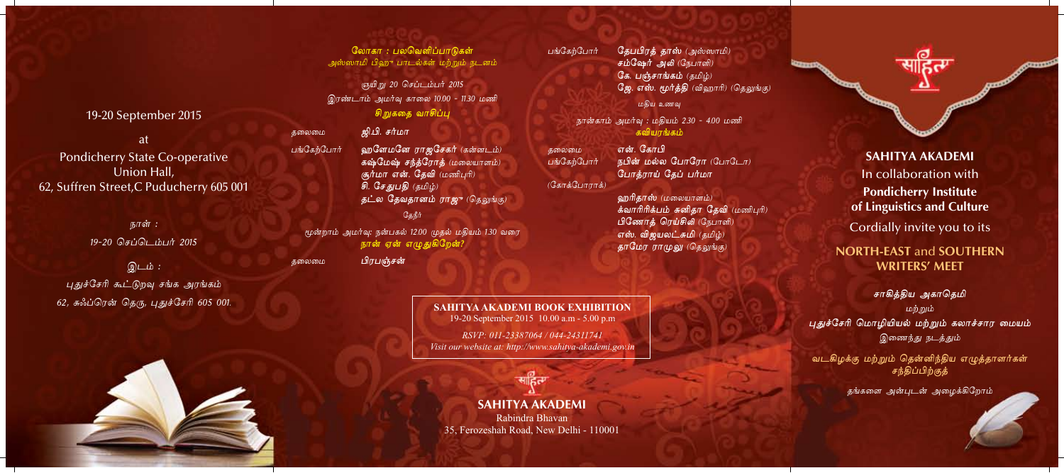19-20 September 2015

at

Pondicherry State Co-operative Union Hall,
62, Suffren Street,C Puducherry 605 001

நாள் :

19-20 செப்டெம்பர் 2015

இடம் :

புதுச்சேரி கூட்டுறவு சங்க அரங்கம்
62, சுஃப்ரென் தெரு, புதுச்சேரி 605 001.

லோகா : பலவெளிப்பாடுகள்
அஸ்ஸாமி பிஹு பாடல்கள் மற்றும் நடனம்

ஞயிறு 20 செப்டம்பர் 2015
இரண்டாம் அமர்வு காலை 10.00 - 11.30 மணி

**சிறுகதை வாசிப்பு**

தலைமை ஜி.பி. சர்மா

பங்கேற்போர்
**ஹளேமனே ராஜசேகர்** (கன்னடம்)
**கஷ்மேஷ் சந்த்ரோத்** (மலையாளம்)
**சூர்மா என். தேவி** (மணிபுரி)
**சி. சேதுபதி** (தமிழ்)
**தட்ல தேவதானம் ராஜு** (தெலுங்கு)

தேநீர்

மூன்றாம் அமர்வு: நண்பகல் 12.00 முதல் மதியம் 1.30 வரை
**நான் ஏன் எழுதுகிறேன்?**

தலைமை பிரபஞ்சன்

பங்கேற்போர்
**தேபபிரத் தாஸ்** (அஸ்ஸாமி)
**சம்ஷேர் அலி** (நேபாளி)
**கே. பஞ்சாங்கம்** (தமிழ்)
**ஜே. எஸ். மூர்த்தி** (விஹாரி) (தெலுங்கு)

மதிய உணவு

நான்காம் அமர்வு : மதியம் 2.30 - 4.00 மணி
**கவியரங்கம்**

தலைமை **என். கோபி**

பங்கேற்போர்
**நபின் மல்ல போரோ** (போடோ)
**போத்ராய் தேப் பர்மா** (கோக்போராக்)
**ஹரிதாஸ்** (மலையாளம்)
**க்வாரிரிக்பம் சுனிதா தேவி** (மணிபுரி)
**பிணோத் ரெய்சிலி** (நேபாளி)
**எஸ். விஜயலட்சுமி** (தமிழ்)
**தாமேர ராமுலு** (தெலுங்கு)

**SAHITYA AKADEMI BOOK EXHIBITION**
19-20 September 2015 10.00 a.m - 5.00 p.m

*RSVP: 011-23387064 / 044-24311741*
*Visit our website at: http://www.sahitya-akademi.gov.in*

**SAHITYA AKADEMI**
Rabindra Bhavan
35, Ferozeshah Road, New Delhi - 110001

**SAHITYA AKADEMI**
In collaboration with
**Pondicherry Institute of Linguistics and Culture**
Cordially invite you to its

**NORTH-EAST and SOUTHERN WRITERS' MEET**

சாகித்திய அகாதெமி
மற்றும்
புதுச்சேரி மொழியியல் மற்றும் கலாச்சார மையம்
இணைந்து நடத்தும்

வடகிழக்கு மற்றும் தென்னிந்திய எழுத்தாளர்கள் சந்திப்பிற்குத்

தங்களை அன்புடன் அழைக்கிறோம்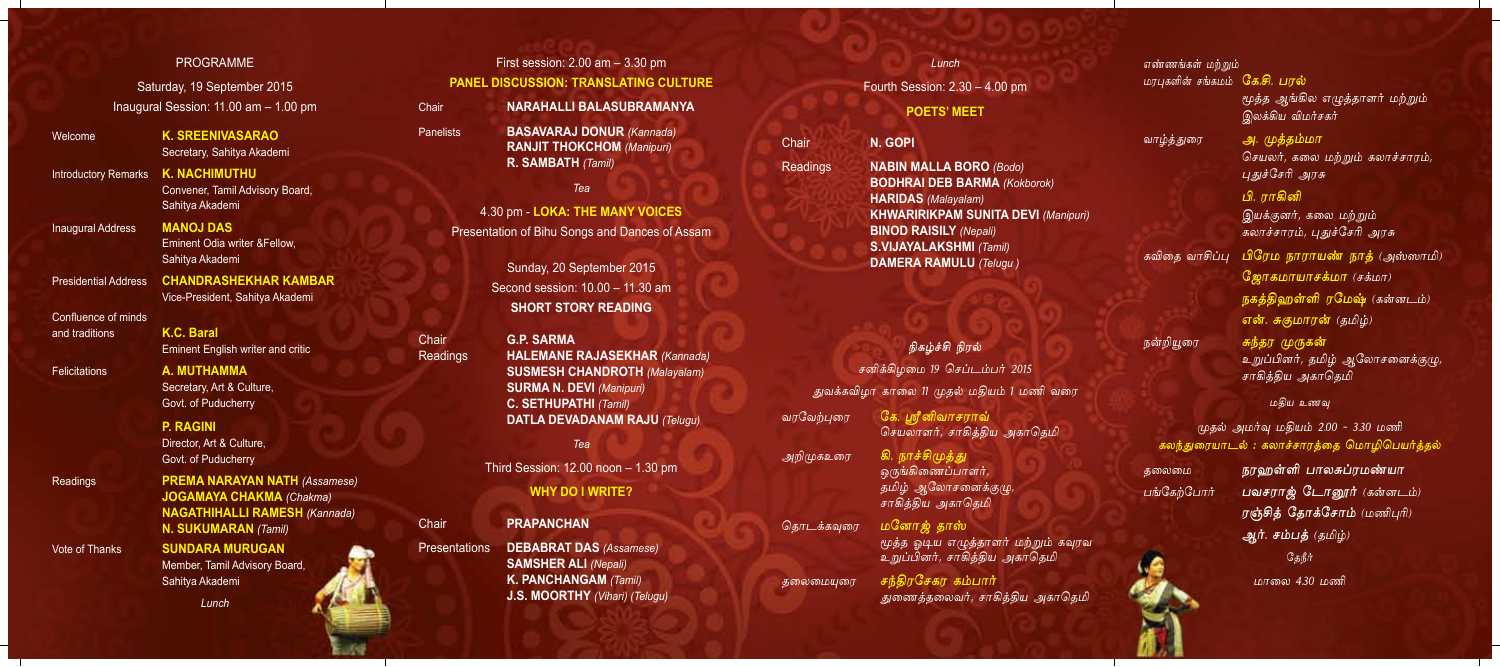## PROGRAMME

Saturday, 19 September 2015

Inaugural Session: 11.00 am – 1.00 pm

| | |
|---|---|
| Welcome | **K. SREENIVASARAO** Secretary, Sahitya Akademi |
| Introductory Remarks | **K. NACHIMUTHU** Convener, Tamil Advisory Board, Sahitya Akademi |
| Inaugural Address | **MANOJ DAS** Eminent Odia writer &Fellow, Sahitya Akademi |
| Presidential Address | **CHANDRASHEKHAR KAMBAR** Vice-President, Sahitya Akademi |
| Confluence of minds and traditions | **K.C. Baral** Eminent English writer and critic |
| Felicitations | **A. MUTHAMMA** Secretary, Art & Culture, Govt. of Puducherry |
| | **P. RAGINI** Director, Art & Culture, Govt. of Puducherry |
| Readings | **PREMA NARAYAN NATH** *(Assamese)* **JOGAMAYA CHAKMA** *(Chakma)* **NAGATHIHALLI RAMESH** *(Kannada)* **N. SUKUMARAN** *(Tamil)* |
| Vote of Thanks | **SUNDARA MURUGAN** Member, Tamil Advisory Board, Sahitya Akademi |

*Lunch*

First session: 2.00 am – 3.30 pm

### PANEL DISCUSSION: TRANSLATING CULTURE

| | |
|---|---|
| Chair | **NARAHALLI BALASUBRAMANYA** |
| Panelists | **BASAVARAJ DONUR** *(Kannada)* **RANJIT THOKCHOM** *(Manipuri)* **R. SAMBATH** *(Tamil)* |

*Tea*

4.30 pm - **LOKA: THE MANY VOICES**

Presentation of Bihu Songs and Dances of Assam

Sunday, 20 September 2015

Second session: 10.00 – 11.30 am

### SHORT STORY READING

| | |
|---|---|
| Chair | **G.P. SARMA** |
| Readings | **HALEMANE RAJASEKHAR** *(Kannada)* **SUSMESH CHANDROTH** *(Malayalam)* **SURMA N. DEVI** *(Manipuri)* **C. SETHUPATHI** *(Tamil)* **DATLA DEVADANAM RAJU** *(Telugu)* |

*Tea*

Third Session: 12.00 noon – 1.30 pm

### WHY DO I WRITE?

| | |
|---|---|
| Chair | **PRAPANCHAN** |
| Presentations | **DEBABRAT DAS** *(Assamese)* **SAMSHER ALI** *(Nepali)* **K. PANCHANGAM** *(Tamil)* **J.S. MOORTHY** *(Vihari) (Telugu)* |

*Lunch*

Fourth Session: 2.30 – 4.00 pm

### POETS' MEET

| | |
|---|---|
| Chair | **N. GOPI** |
| Readings | **NABIN MALLA BORO** *(Bodo)* **BODHRAI DEB BARMA** *(Kokborok)* **HARIDAS** *(Malayalam)* **KHWAIRIRIKPAM SUNITA DEVI** *(Manipuri)* **BINOD RAISILY** *(Nepali)* **S.VIJAYALAKSHMI** *(Tamil)* **DAMERA RAMULU** *(Telugu )* |

## நிகழ்ச்சி நிரல்

*சனிக்கிழமை 19 செப்டம்பர் 2015*

*துவக்கவிழா காலை 11 முதல் மதியம் 1 மணி வரை*

| | |
|---|---|
| வரவேற்புரை | **கே. ஸ்ரீனிவாசராவ்** செயலாளர், சாகித்திய அகாதெமி |
| அறிமுகஉரை | **கி. நாச்சிமுத்து** ஒருங்கிணைப்பாளர், தமிழ் ஆலோசனைக்குழு, சாகித்திய அகாதெமி |
| தொடக்கவுரை | **மனோஜ் தாஸ்** மூத்த ஒடிய எழுத்தாளர் மற்றும் கவுரவ உறுப்பினர், சாகித்திய அகாதெமி |
| தலைமையுரை | **சந்திரசேகர கம்பார்** துணைத்தலைவர், சாகித்திய அகாதெமி |
| எண்ணங்கள் மற்றும் மரபுகளின் சங்கமம் | **கே.சி. பரல்** மூத்த ஆங்கில எழுத்தாளர் மற்றும் இலக்கிய விமர்சகர் |
| வாழ்த்துரை | **அ. முத்தம்மா** செயலர், கலை மற்றும் கலாச்சாரம், புதுச்சேரி அரசு |
| | **பி. ராகினி** இயக்குனர், கலை மற்றும் கலாச்சாரம், புதுச்சேரி அரசு |
| கவிதை வாசிப்பு | **பிரேம நாராயண் நாத்** *(அஸ்ஸாமி)* **ஜோகமாயாசக்மா** *(சக்மா)* **நகதிஹள்ளி ரமேஷ்** *(கன்னடம்)* **என். சுகுமாரன்** *(தமிழ்)* |
| நன்றியுரை | **சுந்தர முருகன்** உறுப்பினர், தமிழ் ஆலோசனைக்குழு, சாகித்திய அகாதெமி |

*மதிய உணவு*

*முதல் அமர்வு மதியம் 2.00 - 3.30 மணி*

**கலந்துரையாடல் : கலாச்சாரத்தை மொழிபெயர்த்தல்**

| | |
|---|---|
| தலைமை | **நரஹள்ளி பாலசுப்ரமண்யா** |
| பங்கேற்போர் | **பவசராஜ் டோனூர்** *(கன்னடம்)* **ரஞ்சித் தோக்சோம்** *(மணிபுரி)* **ஆர். சம்பத்** *(தமிழ்)* |

*தேநீர்*

*மாலை 4.30 மணி*